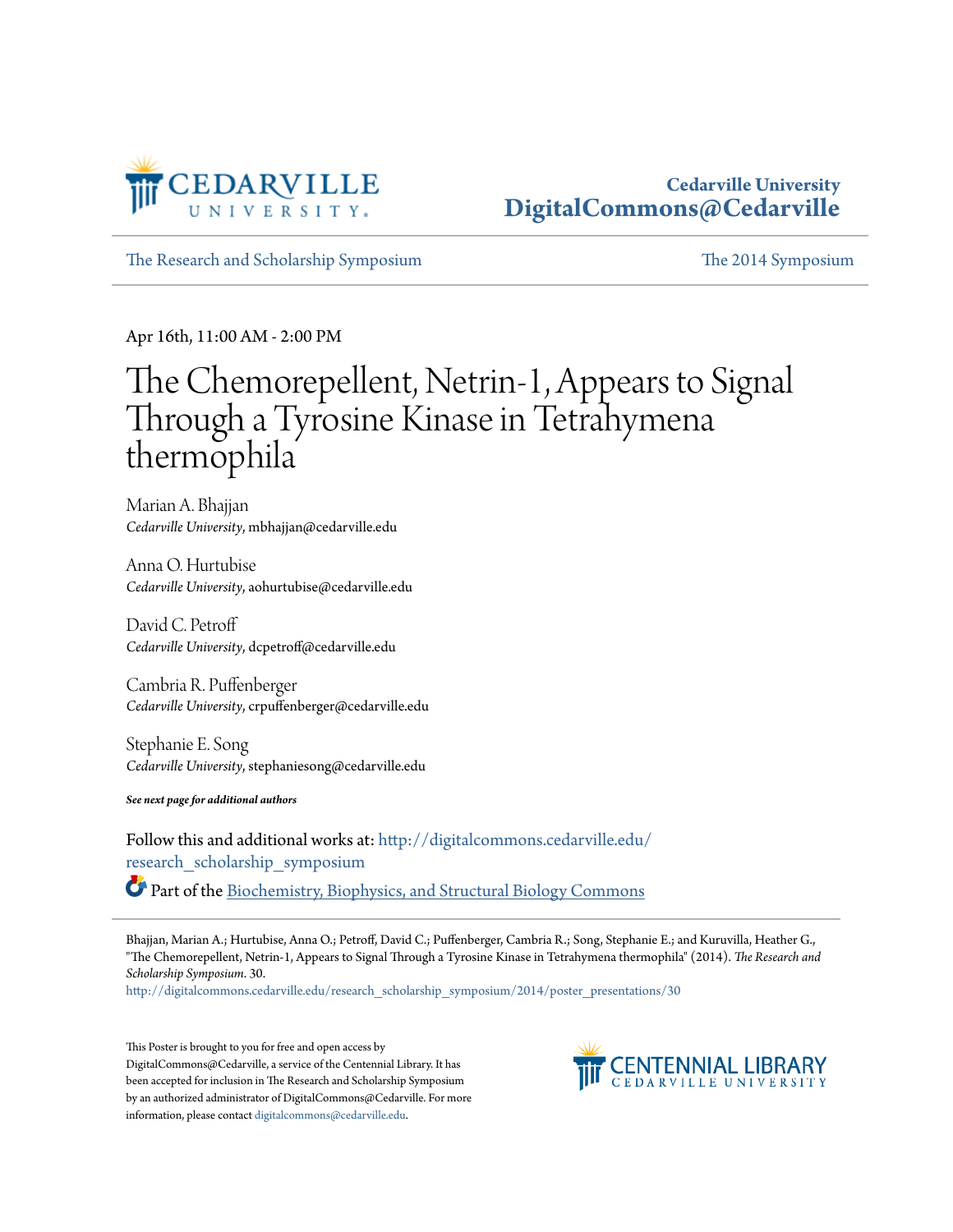Cedarville University
DigitalCommons@Cedarville

The Research and Scholarship Symposium | The 2014 Symposium

Apr 16th, 11:00 AM - 2:00 PM

# The Chemorepellent, Netrin-1, Appears to Signal Through a Tyrosine Kinase in Tetrahymena thermophila

Marian A. Bhajjan
*Cedarville University*, mbhajjan@cedarville.edu

Anna O. Hurtubise
*Cedarville University*, aohurtubise@cedarville.edu

David C. Petroff
*Cedarville University*, dcpetroff@cedarville.edu

Cambria R. Puffenberger
*Cedarville University*, crpuffenberger@cedarville.edu

Stephanie E. Song
*Cedarville University*, stephaniesong@cedarville.edu

***See next page for additional authors***

Follow this and additional works at: http://digitalcommons.cedarville.edu/research_scholarship_symposium

Part of the Biochemistry, Biophysics, and Structural Biology Commons

Bhajjan, Marian A.; Hurtubise, Anna O.; Petroff, David C.; Puffenberger, Cambria R.; Song, Stephanie E.; and Kuruvilla, Heather G., "The Chemorepellent, Netrin-1, Appears to Signal Through a Tyrosine Kinase in Tetrahymena thermophila" (2014). *The Research and Scholarship Symposium*. 30.
http://digitalcommons.cedarville.edu/research_scholarship_symposium/2014/poster_presentations/30

This Poster is brought to you for free and open access by DigitalCommons@Cedarville, a service of the Centennial Library. It has been accepted for inclusion in The Research and Scholarship Symposium by an authorized administrator of DigitalCommons@Cedarville. For more information, please contact digitalcommons@cedarville.edu.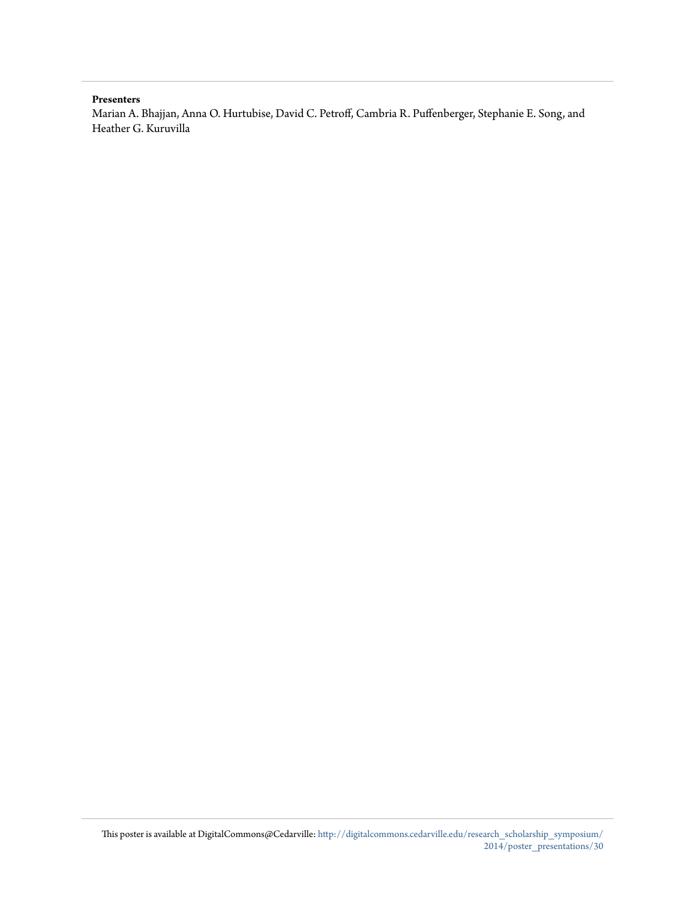**Presenters**

Marian A. Bhajjan, Anna O. Hurtubise, David C. Petroff, Cambria R. Puffenberger, Stephanie E. Song, and Heather G. Kuruvilla

This poster is available at DigitalCommons@Cedarville: http://digitalcommons.cedarville.edu/research_scholarship_symposium/2014/poster_presentations/30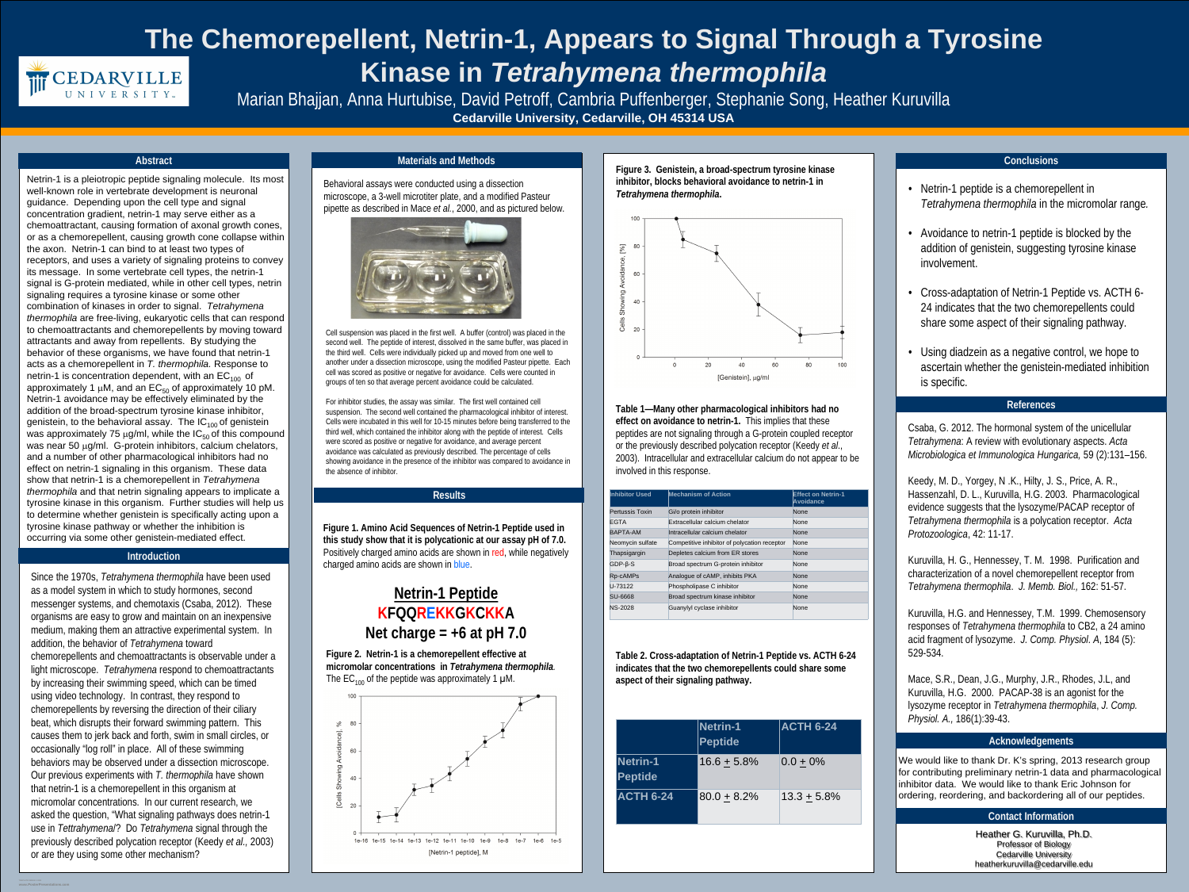# The Chemorepellent, Netrin-1, Appears to Signal Through a Tyrosine Kinase in *Tetrahymena thermophila*

Marian Bhajjan, Anna Hurtubise, David Petroff, Cambria Puffenberger, Stephanie Song, Heather Kuruvilla

**Cedarville University, Cedarville, OH 45314 USA**

## Abstract

Netrin-1 is a pleiotropic peptide signaling molecule. Its most well-known role in vertebrate development is neuronal guidance. Depending upon the cell type and signal concentration gradient, netrin-1 may serve either as a chemoattractant, causing formation of axonal growth cones, or as a chemorepellent, causing growth cone collapse within the axon. Netrin-1 can bind to at least two types of receptors, and uses a variety of signaling proteins to convey its message. In some vertebrate cell types, the netrin-1 signal is G-protein mediated, while in other cell types, netrin signaling requires a tyrosine kinase or some other combination of kinases in order to signal. *Tetrahymena thermophila* are free-living, eukaryotic cells that can respond to chemoattractants and chemorepellents by moving toward attractants and away from repellents. By studying the behavior of these organisms, we have found that netrin-1 acts as a chemorepellent in *T. thermophila*. Response to netrin-1 is concentration dependent, with an $EC_{100}$ of approximately 1 μM, and an $EC_{50}$ of approximately 10 pM. Netrin-1 avoidance may be effectively eliminated by the addition of the broad-spectrum tyrosine kinase inhibitor, genistein, to the behavioral assay. The $IC_{100}$ of genistein was approximately 75 μg/ml, while the $IC_{50}$ of this compound was near 50 μg/ml. G-protein inhibitors, calcium chelators, and a number of other pharmacological inhibitors had no effect on netrin-1 signaling in this organism. These data show that netrin-1 is a chemorepellent in *Tetrahymena thermophila* and that netrin signaling appears to implicate a tyrosine kinase in this organism. Further studies will help us to determine whether genistein is specifically acting upon a tyrosine kinase pathway or whether the inhibition is occurring via some other genistein-mediated effect.

## Introduction

Since the 1970s, *Tetrahymena thermophila* have been used as a model system in which to study hormones, second messenger systems, and chemotaxis (Csaba, 2012). These organisms are easy to grow and maintain on an inexpensive medium, making them an attractive experimental system. In addition, the behavior of *Tetrahymena* toward chemorepellents and chemoattractants is observable under a light microscope. *Tetrahymena* respond to chemoattractants by increasing their swimming speed, which can be timed using video technology. In contrast, they respond to chemorepellents by reversing the direction of their ciliary beat, which disrupts their forward swimming pattern. This causes them to jerk back and forth, swim in small circles, or occasionally "log roll" in place. All of these swimming behaviors may be observed under a dissection microscope. Our previous experiments with *T. thermophila* have shown that netrin-1 is a chemorepellent in this organism at micromolar concentrations. In our current research, we asked the question, "What signaling pathways does netrin-1 use in *Tettrahymena*?" Do *Tetrahymena* signal through the previously described polycation receptor (Keedy *et al.,* 2003) or are they using some other mechanism?

## Materials and Methods

Behavioral assays were conducted using a dissection microscope, a 3-well microtiter plate, and a modified Pasteur pipette as described in Mace *et al.*, 2000, and as pictured below.

Cell suspension was placed in the first well. A buffer (control) was placed in the second well. The peptide of interest, dissolved in the same buffer, was placed in the third well. Cells were individually picked up and moved from one well to another under a dissection microscope, using the modified Pasteur pipette. Each cell was scored as positive or negative for avoidance. Cells were counted in groups of ten so that average percent avoidance could be calculated.

For inhibitor studies, the assay was similar. The first well contained cell suspension. The second well contained the pharmacological inhibitor of interest. Cells were incubated in this well for 10-15 minutes before being transferred to the third well, which contained the inhibitor along with the peptide of interest. Cells were scored as positive or negative for avoidance, and average percent avoidance was calculated as previously described. The percentage of cells showing avoidance in the presence of the inhibitor was compared to avoidance in the absence of inhibitor.

## Results

**Figure 1. Amino Acid Sequences of Netrin-1 Peptide used in this study show that it is polycationic at our assay pH of 7.0.** Positively charged amino acids are shown in red, while negatively charged amino acids are shown in blue.

**Netrin-1 Peptide**

**KFQQREKKGKCKKA**

**Net charge = +6 at pH 7.0**

**Figure 2. Netrin-1 is a chemorepellent effective at micromolar concentrations in *Tetrahymena thermophila*.** The $EC_{100}$ of the peptide was approximately 1 μM.

[Cells Showing Avoidance], %
0 20 40 60 80 100
1e-16 1e-15 1e-14 1e-13 1e-12 1e-11 1e-10 1e-9 1e-8 1e-7 1e-6 1e-5
[Netrin-1 peptide], M

**Figure 3. Genistein, a broad-spectrum tyrosine kinase inhibitor, blocks behavioral avoidance to netrin-1 in *Tetrahymena thermophila*.**

Cells Showing Avoidance, [%]
0 20 40 60 80 100
0 20 40 60 80 100
[Genistein], μg/ml

**Table 1—Many other pharmacological inhibitors had no effect on avoidance to netrin-1.** This implies that these peptides are not signaling through a G-protein coupled receptor or the previously described polycation receptor (Keedy *et al.*, 2003). Intracellular and extracellular calcium do not appear to be involved in this response.

| Inhibitor Used | Mechanism of Action | Effect on Netrin-1 Avoidance |
|---|---|---|
| Pertussis Toxin | Gi/o protein inhibitor | None |
| EGTA | Extracellular calcium chelator | None |
| BAPTA-AM | Intracellular calcium chelator | None |
| Neomycin sulfate | Competitive inhibitor of polycation receptor | None |
| Thapsigargin | Depletes calcium from ER stores | None |
| GDP-β-S | Broad spectrum G-protein inhibitor | None |
| Rp-cAMPs | Analogue of cAMP, inhibits PKA | None |
| U-73122 | Phospholipase C inhibitor | None |
| SU-6668 | Broad spectrum kinase inhibitor | None |
| NS-2028 | Guanylyl cyclase inhibitor | None |

**Table 2. Cross-adaptation of Netrin-1 Peptide vs. ACTH 6-24 indicates that the two chemorepellents could share some aspect of their signaling pathway.**

| | Netrin-1 Peptide | ACTH 6-24 |
|---|---|---|
| Netrin-1 Peptide | 16.6 ± 5.8% | 0.0 ± 0% |
| ACTH 6-24 | 80.0 ± 8.2% | 13.3 ± 5.8% |

## Conclusions

- Netrin-1 peptide is a chemorepellent in *Tetrahymena thermophila* in the micromolar range.
- Avoidance to netrin-1 peptide is blocked by the addition of genistein, suggesting tyrosine kinase involvement.
- Cross-adaptation of Netrin-1 Peptide vs. ACTH 6-24 indicates that the two chemorepellents could share some aspect of their signaling pathway.
- Using diadzein as a negative control, we hope to ascertain whether the genistein-mediated inhibition is specific.

## References

Csaba, G. 2012. The hormonal system of the unicellular *Tetrahymena*: A review with evolutionary aspects. *Acta Microbiologica et Immunologica Hungarica,* 59 (2):131–156.

Keedy, M. D., Yorgey, N .K., Hilty, J. S., Price, A. R., Hassenzahl, D. L., Kuruvilla, H.G. 2003. Pharmacological evidence suggests that the lysozyme/PACAP receptor of *Tetrahymena thermophila* is a polycation receptor. *Acta Protozoologica*, 42: 11-17.

Kuruvilla, H. G., Hennessey, T. M. 1998. Purification and characterization of a novel chemorepellent receptor from *Tetrahymena thermophila*. *J. Memb. Biol.,* 162: 51-57.

Kuruvilla, H.G. and Hennessey, T.M. 1999. Chemosensory responses of *Tetrahymena thermophila* to CB2, a 24 amino acid fragment of lysozyme. *J. Comp. Physiol. A*, 184 (5): 529-534.

Mace, S.R., Dean, J.G., Murphy, J.R., Rhodes, J.L, and Kuruvilla, H.G. 2000. PACAP-38 is an agonist for the lysozyme receptor in *Tetrahymena thermophila*, *J. Comp. Physiol. A.*, 186(1):39-43.

## Acknowledgements

We would like to thank Dr. K's spring, 2013 research group for contributing preliminary netrin-1 data and pharmacological inhibitor data. We would like to thank Eric Johnson for ordering, reordering, and backordering all of our peptides.

## Contact Information

Heather G. Kuruvilla, Ph.D.
Professor of Biology
Cedarville University
heatherkuruvilla@cedarville.edu